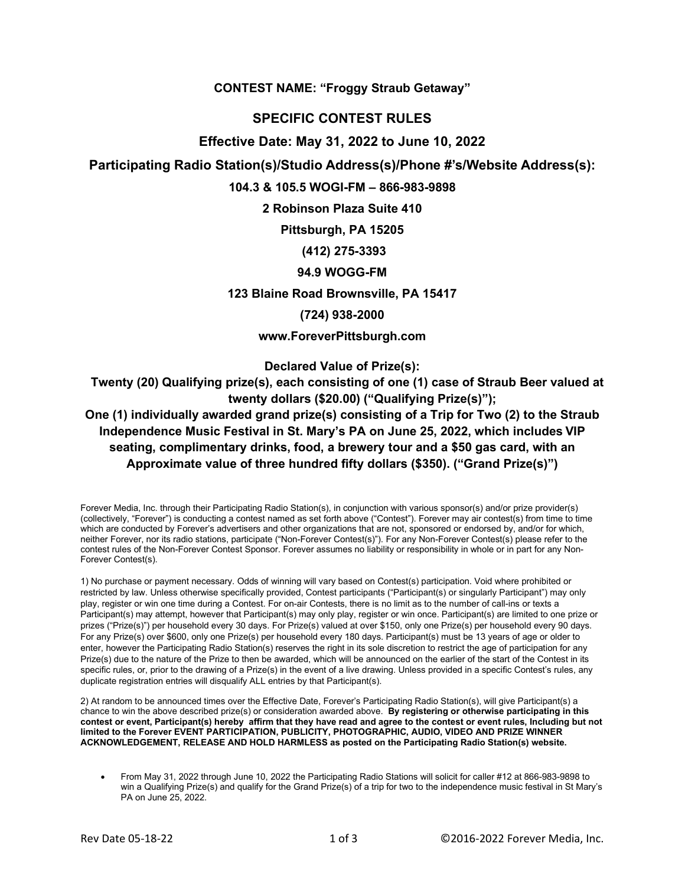**CONTEST NAME: "Froggy Straub Getaway"**

## SPECIFIC CONTEST RULES

### Effective Date: May 31, 2022 to June 10, 2022

### Participating Radio Station(s)/Studio Address(s)/Phone #'s/Website Address(s):

**104.3 & 105.5 WOGI-FM – 866-983-9898**

**2 Robinson Plaza Suite 410**

**Pittsburgh, PA 15205**

**(412) 275-3393**

**94.9 WOGG-FM**

**123 Blaine Road Brownsville, PA 15417**

**(724) 938-2000**

**www.ForeverPittsburgh.com**

**Declared Value of Prize(s):**

**Twenty (20) Qualifying prize(s), each consisting of one (1) case of Straub Beer valued at twenty dollars ($20.00) ("Qualifying Prize(s)");**

**One (1) individually awarded grand prize(s) consisting of a Trip for Two (2) to the Straub Independence Music Festival in St. Mary's PA on June 25, 2022, which includes VIP seating, complimentary drinks, food, a brewery tour and a $50 gas card, with an Approximate value of three hundred fifty dollars ($350). ("Grand Prize(s)")**

Forever Media, Inc. through their Participating Radio Station(s), in conjunction with various sponsor(s) and/or prize provider(s) (collectively, "Forever") is conducting a contest named as set forth above ("Contest"). Forever may air contest(s) from time to time which are conducted by Forever's advertisers and other organizations that are not, sponsored or endorsed by, and/or for which, neither Forever, nor its radio stations, participate ("Non-Forever Contest(s)"). For any Non-Forever Contest(s) please refer to the contest rules of the Non-Forever Contest Sponsor. Forever assumes no liability or responsibility in whole or in part for any Non-Forever Contest(s).

1) No purchase or payment necessary. Odds of winning will vary based on Contest(s) participation. Void where prohibited or restricted by law. Unless otherwise specifically provided, Contest participants ("Participant(s) or singularly Participant") may only play, register or win one time during a Contest. For on-air Contests, there is no limit as to the number of call-ins or texts a Participant(s) may attempt, however that Participant(s) may only play, register or win once. Participant(s) are limited to one prize or prizes ("Prize(s)") per household every 30 days. For Prize(s) valued at over $150, only one Prize(s) per household every 90 days. For any Prize(s) over $600, only one Prize(s) per household every 180 days. Participant(s) must be 13 years of age or older to enter, however the Participating Radio Station(s) reserves the right in its sole discretion to restrict the age of participation for any Prize(s) due to the nature of the Prize to then be awarded, which will be announced on the earlier of the start of the Contest in its specific rules, or, prior to the drawing of a Prize(s) in the event of a live drawing. Unless provided in a specific Contest's rules, any duplicate registration entries will disqualify ALL entries by that Participant(s).

2) At random to be announced times over the Effective Date, Forever's Participating Radio Station(s), will give Participant(s) a chance to win the above described prize(s) or consideration awarded above. **By registering or otherwise participating in this contest or event, Participant(s) hereby affirm that they have read and agree to the contest or event rules, Including but not limited to the Forever EVENT PARTICIPATION, PUBLICITY, PHOTOGRAPHIC, AUDIO, VIDEO AND PRIZE WINNER ACKNOWLEDGEMENT, RELEASE AND HOLD HARMLESS as posted on the Participating Radio Station(s) website.**

- From May 31, 2022 through June 10, 2022 the Participating Radio Stations will solicit for caller #12 at 866-983-9898 to win a Qualifying Prize(s) and qualify for the Grand Prize(s) of a trip for two to the independence music festival in St Mary's PA on June 25, 2022.

Rev Date 05-18-22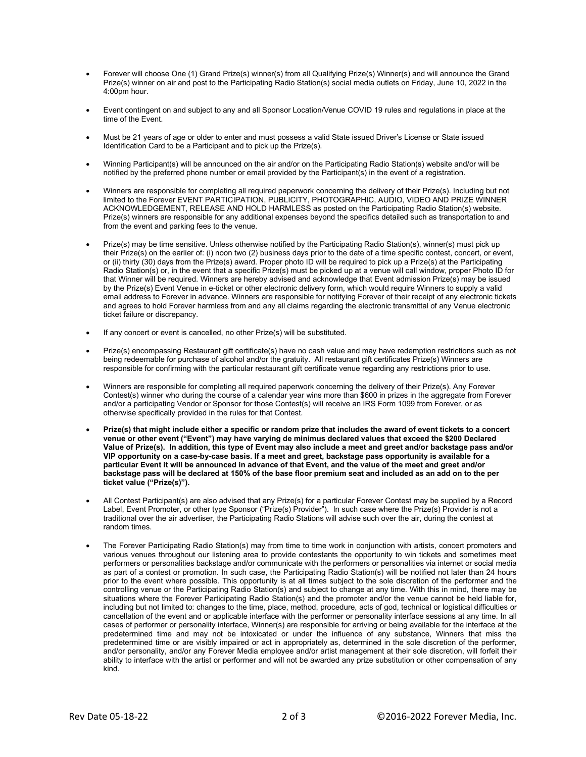- Forever will choose One (1) Grand Prize(s) winner(s) from all Qualifying Prize(s) Winner(s) and will announce the Grand Prize(s) winner on air and post to the Participating Radio Station(s) social media outlets on Friday, June 10, 2022 in the 4:00pm hour.

- Event contingent on and subject to any and all Sponsor Location/Venue COVID 19 rules and regulations in place at the time of the Event.

- Must be 21 years of age or older to enter and must possess a valid State issued Driver's License or State issued Identification Card to be a Participant and to pick up the Prize(s).

- Winning Participant(s) will be announced on the air and/or on the Participating Radio Station(s) website and/or will be notified by the preferred phone number or email provided by the Participant(s) in the event of a registration.

- Winners are responsible for completing all required paperwork concerning the delivery of their Prize(s). Including but not limited to the Forever EVENT PARTICIPATION, PUBLICITY, PHOTOGRAPHIC, AUDIO, VIDEO AND PRIZE WINNER ACKNOWLEDGEMENT, RELEASE AND HOLD HARMLESS as posted on the Participating Radio Station(s) website. Prize(s) winners are responsible for any additional expenses beyond the specifics detailed such as transportation to and from the event and parking fees to the venue.

- Prize(s) may be time sensitive. Unless otherwise notified by the Participating Radio Station(s), winner(s) must pick up their Prize(s) on the earlier of: (i) noon two (2) business days prior to the date of a time specific contest, concert, or event, or (ii) thirty (30) days from the Prize(s) award. Proper photo ID will be required to pick up a Prize(s) at the Participating Radio Station(s) or, in the event that a specific Prize(s) must be picked up at a venue will call window, proper Photo ID for that Winner will be required. Winners are hereby advised and acknowledge that Event admission Prize(s) may be issued by the Prize(s) Event Venue in e-ticket or other electronic delivery form, which would require Winners to supply a valid email address to Forever in advance. Winners are responsible for notifying Forever of their receipt of any electronic tickets and agrees to hold Forever harmless from and any all claims regarding the electronic transmittal of any Venue electronic ticket failure or discrepancy.

- If any concert or event is cancelled, no other Prize(s) will be substituted.

- Prize(s) encompassing Restaurant gift certificate(s) have no cash value and may have redemption restrictions such as not being redeemable for purchase of alcohol and/or the gratuity. All restaurant gift certificates Prize(s) Winners are responsible for confirming with the particular restaurant gift certificate venue regarding any restrictions prior to use.

- Winners are responsible for completing all required paperwork concerning the delivery of their Prize(s). Any Forever Contest(s) winner who during the course of a calendar year wins more than $600 in prizes in the aggregate from Forever and/or a participating Vendor or Sponsor for those Contest(s) will receive an IRS Form 1099 from Forever, or as otherwise specifically provided in the rules for that Contest.

- **Prize(s) that might include either a specific or random prize that includes the award of event tickets to a concert venue or other event ("Event") may have varying de minimus declared values that exceed the $200 Declared Value of Prize(s). In addition, this type of Event may also include a meet and greet and/or backstage pass and/or VIP opportunity on a case-by-case basis. If a meet and greet, backstage pass opportunity is available for a particular Event it will be announced in advance of that Event, and the value of the meet and greet and/or backstage pass will be declared at 150% of the base floor premium seat and included as an add on to the per ticket value ("Prize(s)").**

- All Contest Participant(s) are also advised that any Prize(s) for a particular Forever Contest may be supplied by a Record Label, Event Promoter, or other type Sponsor ("Prize(s) Provider"). In such case where the Prize(s) Provider is not a traditional over the air advertiser, the Participating Radio Stations will advise such over the air, during the contest at random times.

- The Forever Participating Radio Station(s) may from time to time work in conjunction with artists, concert promoters and various venues throughout our listening area to provide contestants the opportunity to win tickets and sometimes meet performers or personalities backstage and/or communicate with the performers or personalities via internet or social media as part of a contest or promotion. In such case, the Participating Radio Station(s) will be notified not later than 24 hours prior to the event where possible. This opportunity is at all times subject to the sole discretion of the performer and the controlling venue or the Participating Radio Station(s) and subject to change at any time. With this in mind, there may be situations where the Forever Participating Radio Station(s) and the promoter and/or the venue cannot be held liable for, including but not limited to: changes to the time, place, method, procedure, acts of god, technical or logistical difficulties or cancellation of the event and or applicable interface with the performer or personality interface sessions at any time. In all cases of performer or personality interface, Winner(s) are responsible for arriving or being available for the interface at the predetermined time and may not be intoxicated or under the influence of any substance, Winners that miss the predetermined time or are visibly impaired or act in appropriately as, determined in the sole discretion of the performer, and/or personality, and/or any Forever Media employee and/or artist management at their sole discretion, will forfeit their ability to interface with the artist or performer and will not be awarded any prize substitution or other compensation of any kind.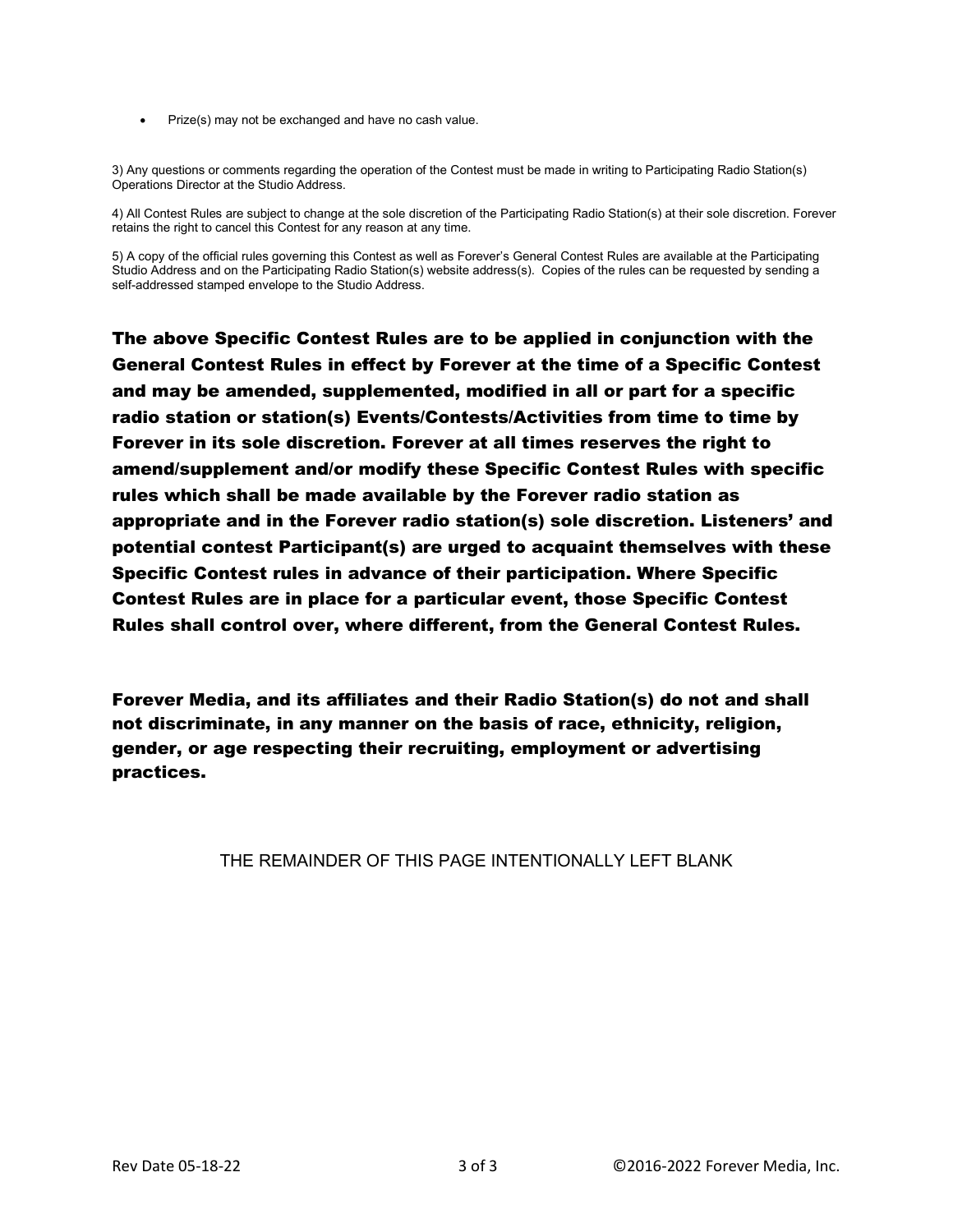- Prize(s) may not be exchanged and have no cash value.

3) Any questions or comments regarding the operation of the Contest must be made in writing to Participating Radio Station(s) Operations Director at the Studio Address.

4) All Contest Rules are subject to change at the sole discretion of the Participating Radio Station(s) at their sole discretion. Forever retains the right to cancel this Contest for any reason at any time.

5) A copy of the official rules governing this Contest as well as Forever's General Contest Rules are available at the Participating Studio Address and on the Participating Radio Station(s) website address(s). Copies of the rules can be requested by sending a self-addressed stamped envelope to the Studio Address.

**The above Specific Contest Rules are to be applied in conjunction with the General Contest Rules in effect by Forever at the time of a Specific Contest and may be amended, supplemented, modified in all or part for a specific radio station or station(s) Events/Contests/Activities from time to time by Forever in its sole discretion. Forever at all times reserves the right to amend/supplement and/or modify these Specific Contest Rules with specific rules which shall be made available by the Forever radio station as appropriate and in the Forever radio station(s) sole discretion. Listeners' and potential contest Participant(s) are urged to acquaint themselves with these Specific Contest rules in advance of their participation. Where Specific Contest Rules are in place for a particular event, those Specific Contest Rules shall control over, where different, from the General Contest Rules.**

**Forever Media, and its affiliates and their Radio Station(s) do not and shall not discriminate, in any manner on the basis of race, ethnicity, religion, gender, or age respecting their recruiting, employment or advertising practices.**

THE REMAINDER OF THIS PAGE INTENTIONALLY LEFT BLANK

Rev Date 05-18-22

©2016-2022 Forever Media, Inc.